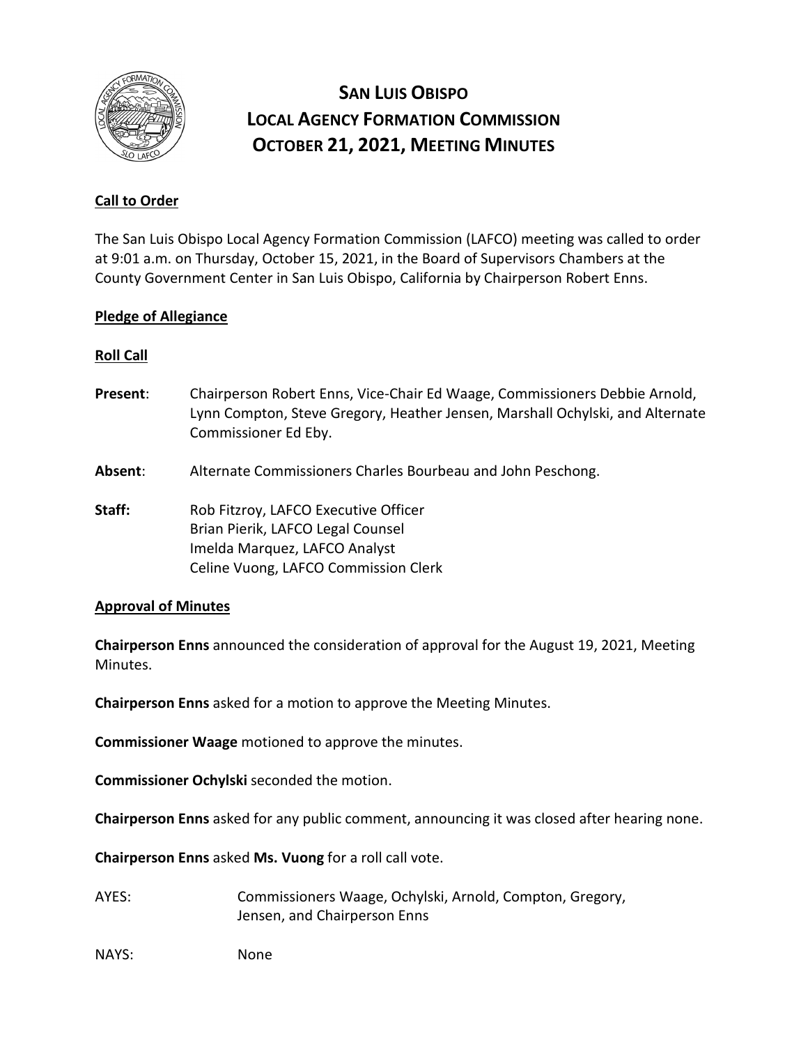# SAN LUIS OBISPO LOCAL AGENCY FORMATION COMMISSION OCTOBER 21, 2021, MEETING MINUTES

## Call to Order

The San Luis Obispo Local Agency Formation Commission (LAFCO) meeting was called to order at 9:01 a.m. on Thursday, October 15, 2021, in the Board of Supervisors Chambers at the County Government Center in San Luis Obispo, California by Chairperson Robert Enns.

## Pledge of Allegiance

## Roll Call

**Present**: Chairperson Robert Enns, Vice-Chair Ed Waage, Commissioners Debbie Arnold, Lynn Compton, Steve Gregory, Heather Jensen, Marshall Ochylski, and Alternate Commissioner Ed Eby.

**Absent**: Alternate Commissioners Charles Bourbeau and John Peschong.

**Staff:**
Rob Fitzroy, LAFCO Executive Officer
Brian Pierik, LAFCO Legal Counsel
Imelda Marquez, LAFCO Analyst
Celine Vuong, LAFCO Commission Clerk

## Approval of Minutes

**Chairperson Enns** announced the consideration of approval for the August 19, 2021, Meeting Minutes.

**Chairperson Enns** asked for a motion to approve the Meeting Minutes.

**Commissioner Waage** motioned to approve the minutes.

**Commissioner Ochylski** seconded the motion.

**Chairperson Enns** asked for any public comment, announcing it was closed after hearing none.

**Chairperson Enns** asked **Ms. Vuong** for a roll call vote.

AYES: Commissioners Waage, Ochylski, Arnold, Compton, Gregory, Jensen, and Chairperson Enns

NAYS: None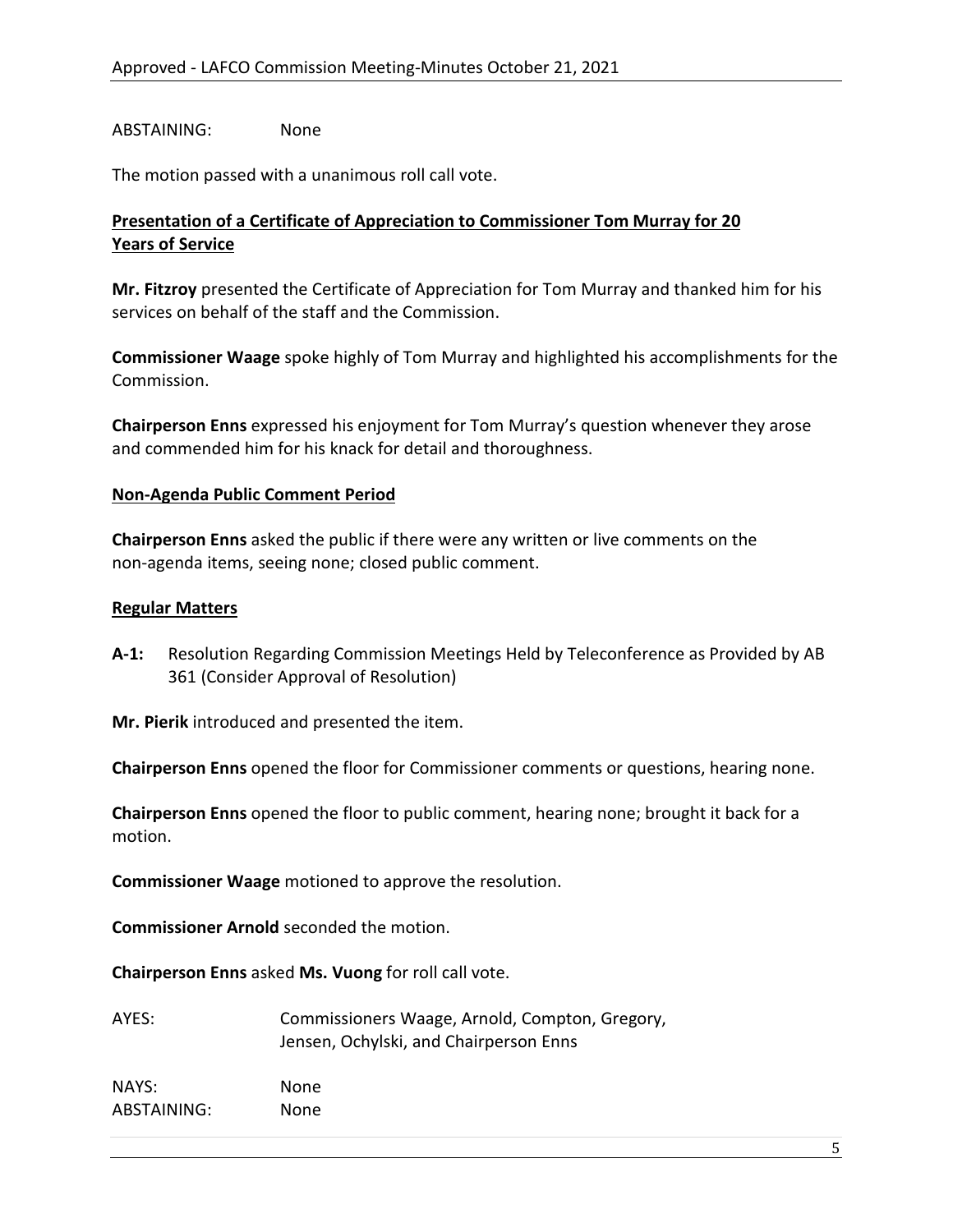ABSTAINING: None

The motion passed with a unanimous roll call vote.

**Presentation of a Certificate of Appreciation to Commissioner Tom Murray for 20 Years of Service**

**Mr. Fitzroy** presented the Certificate of Appreciation for Tom Murray and thanked him for his services on behalf of the staff and the Commission.

**Commissioner Waage** spoke highly of Tom Murray and highlighted his accomplishments for the Commission.

**Chairperson Enns** expressed his enjoyment for Tom Murray's question whenever they arose and commended him for his knack for detail and thoroughness.

**Non-Agenda Public Comment Period**

**Chairperson Enns** asked the public if there were any written or live comments on the non-agenda items, seeing none; closed public comment.

**Regular Matters**

**A-1:** Resolution Regarding Commission Meetings Held by Teleconference as Provided by AB 361 (Consider Approval of Resolution)

**Mr. Pierik** introduced and presented the item.

**Chairperson Enns** opened the floor for Commissioner comments or questions, hearing none.

**Chairperson Enns** opened the floor to public comment, hearing none; brought it back for a motion.

**Commissioner Waage** motioned to approve the resolution.

**Commissioner Arnold** seconded the motion.

**Chairperson Enns** asked **Ms. Vuong** for roll call vote.

AYES: Commissioners Waage, Arnold, Compton, Gregory, Jensen, Ochylski, and Chairperson Enns

NAYS: None

ABSTAINING: None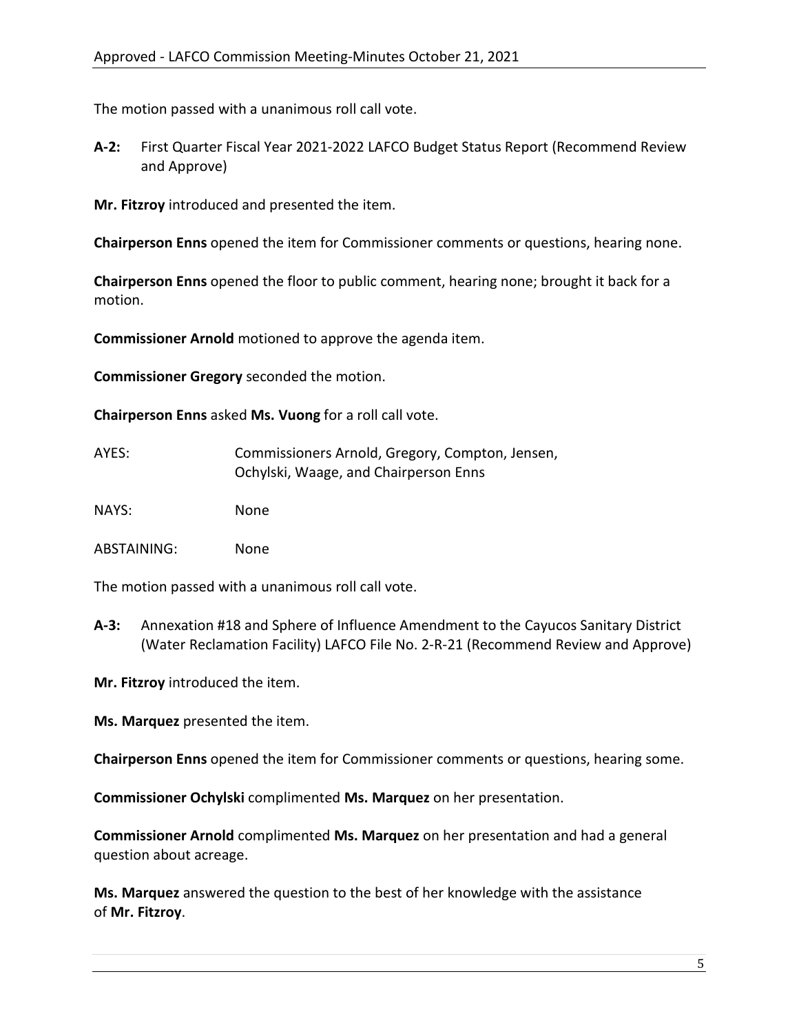The motion passed with a unanimous roll call vote.

**A-2:** First Quarter Fiscal Year 2021-2022 LAFCO Budget Status Report (Recommend Review and Approve)

**Mr. Fitzroy** introduced and presented the item.

**Chairperson Enns** opened the item for Commissioner comments or questions, hearing none.

**Chairperson Enns** opened the floor to public comment, hearing none; brought it back for a motion.

**Commissioner Arnold** motioned to approve the agenda item.

**Commissioner Gregory** seconded the motion.

**Chairperson Enns** asked **Ms. Vuong** for a roll call vote.

AYES: Commissioners Arnold, Gregory, Compton, Jensen, Ochylski, Waage, and Chairperson Enns

NAYS: None

ABSTAINING: None

The motion passed with a unanimous roll call vote.

**A-3:** Annexation #18 and Sphere of Influence Amendment to the Cayucos Sanitary District (Water Reclamation Facility) LAFCO File No. 2-R-21 (Recommend Review and Approve)

**Mr. Fitzroy** introduced the item.

**Ms. Marquez** presented the item.

**Chairperson Enns** opened the item for Commissioner comments or questions, hearing some.

**Commissioner Ochylski** complimented **Ms. Marquez** on her presentation.

**Commissioner Arnold** complimented **Ms. Marquez** on her presentation and had a general question about acreage.

**Ms. Marquez** answered the question to the best of her knowledge with the assistance of **Mr. Fitzroy**.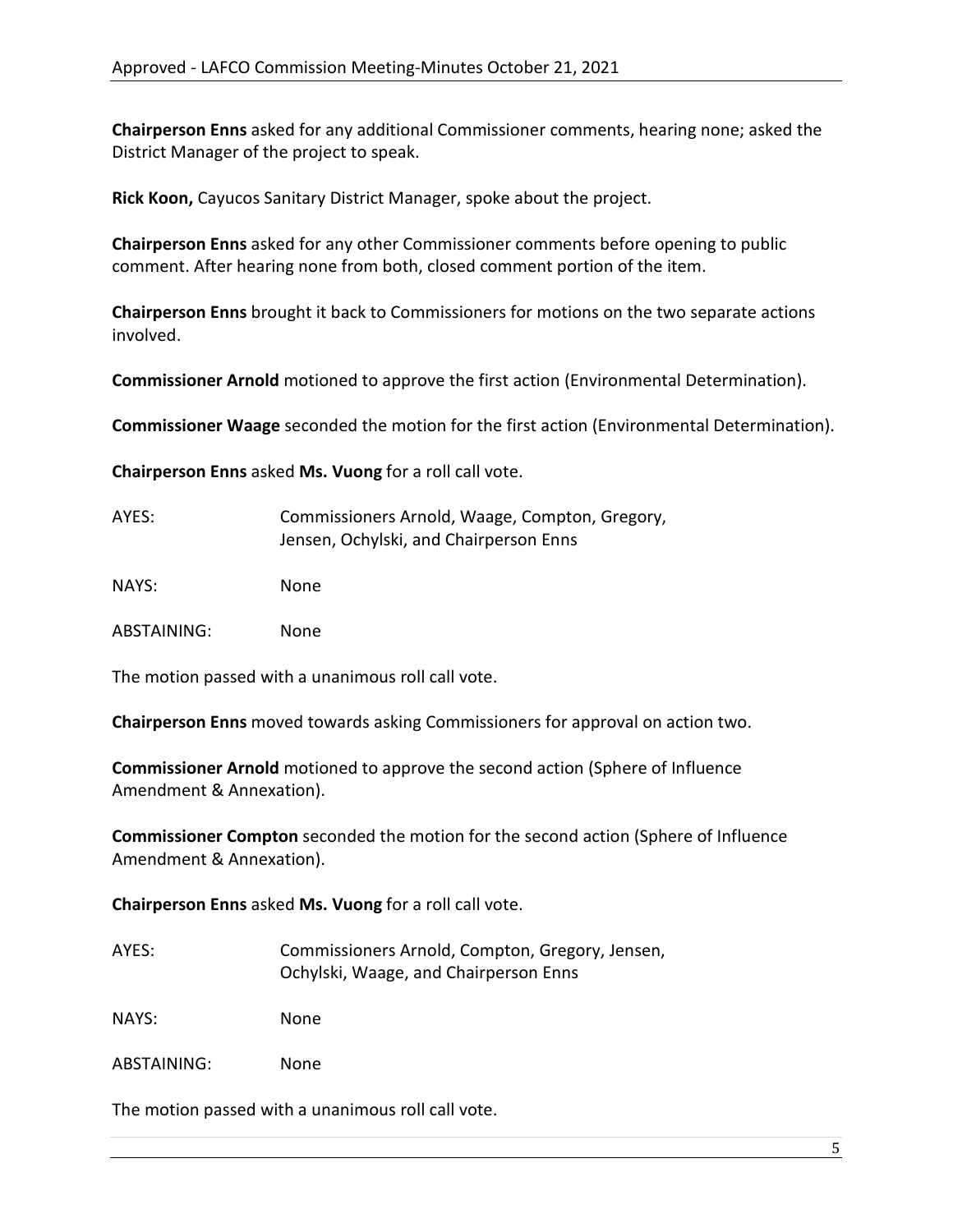**Chairperson Enns** asked for any additional Commissioner comments, hearing none; asked the District Manager of the project to speak.

**Rick Koon,** Cayucos Sanitary District Manager, spoke about the project.

**Chairperson Enns** asked for any other Commissioner comments before opening to public comment. After hearing none from both, closed comment portion of the item.

**Chairperson Enns** brought it back to Commissioners for motions on the two separate actions involved.

**Commissioner Arnold** motioned to approve the first action (Environmental Determination).

**Commissioner Waage** seconded the motion for the first action (Environmental Determination).

**Chairperson Enns** asked **Ms. Vuong** for a roll call vote.

| | |
|---|---|
| AYES: | Commissioners Arnold, Waage, Compton, Gregory, Jensen, Ochylski, and Chairperson Enns |
| NAYS: | None |
| ABSTAINING: | None |

The motion passed with a unanimous roll call vote.

**Chairperson Enns** moved towards asking Commissioners for approval on action two.

**Commissioner Arnold** motioned to approve the second action (Sphere of Influence Amendment & Annexation).

**Commissioner Compton** seconded the motion for the second action (Sphere of Influence Amendment & Annexation).

**Chairperson Enns** asked **Ms. Vuong** for a roll call vote.

| | |
|---|---|
| AYES: | Commissioners Arnold, Compton, Gregory, Jensen, Ochylski, Waage, and Chairperson Enns |
| NAYS: | None |
| ABSTAINING: | None |

The motion passed with a unanimous roll call vote.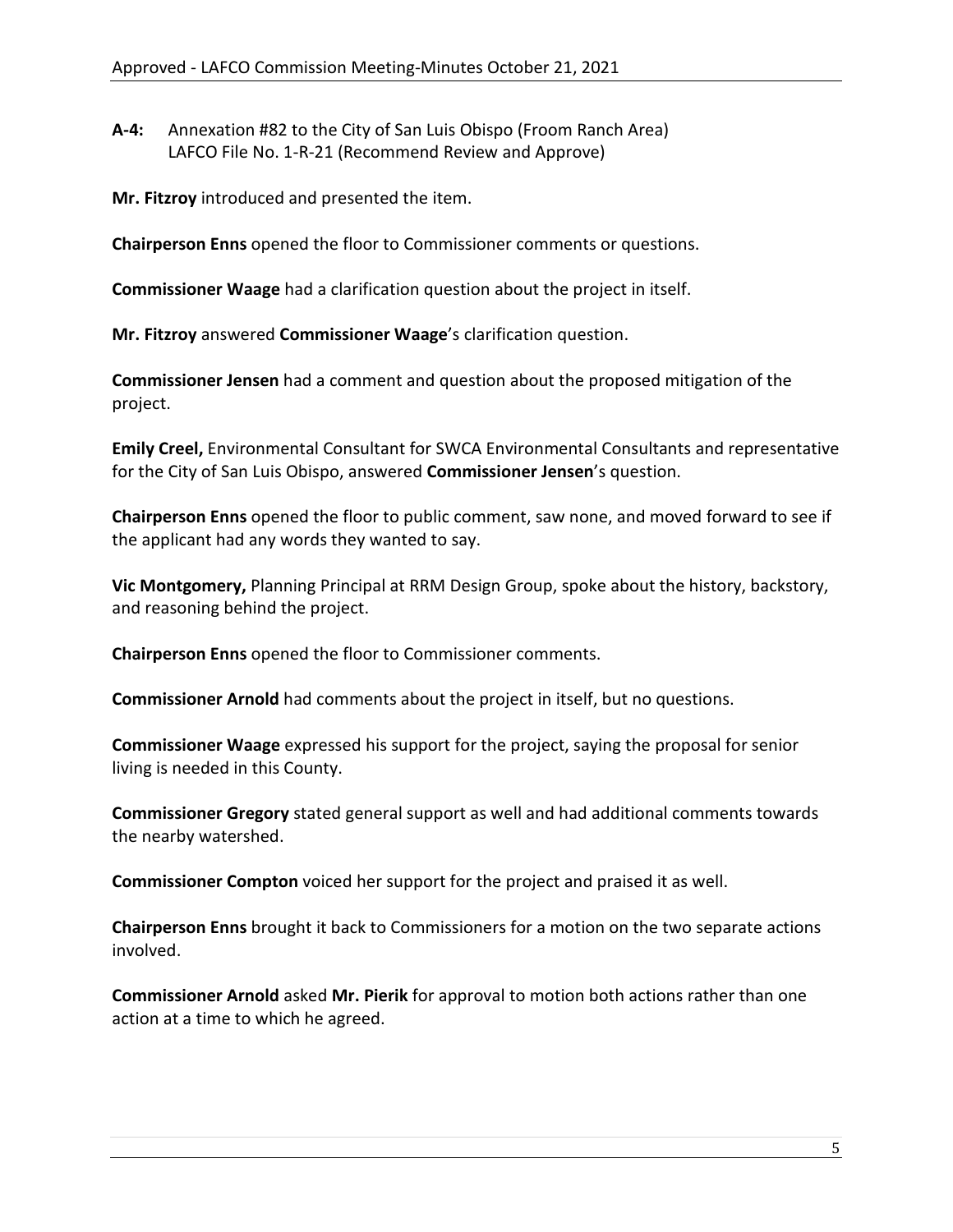**A-4:** Annexation #82 to the City of San Luis Obispo (Froom Ranch Area)
LAFCO File No. 1-R-21 (Recommend Review and Approve)

**Mr. Fitzroy** introduced and presented the item.

**Chairperson Enns** opened the floor to Commissioner comments or questions.

**Commissioner Waage** had a clarification question about the project in itself.

**Mr. Fitzroy** answered **Commissioner Waage**'s clarification question.

**Commissioner Jensen** had a comment and question about the proposed mitigation of the project.

**Emily Creel,** Environmental Consultant for SWCA Environmental Consultants and representative for the City of San Luis Obispo, answered **Commissioner Jensen**'s question.

**Chairperson Enns** opened the floor to public comment, saw none, and moved forward to see if the applicant had any words they wanted to say.

**Vic Montgomery,** Planning Principal at RRM Design Group, spoke about the history, backstory, and reasoning behind the project.

**Chairperson Enns** opened the floor to Commissioner comments.

**Commissioner Arnold** had comments about the project in itself, but no questions.

**Commissioner Waage** expressed his support for the project, saying the proposal for senior living is needed in this County.

**Commissioner Gregory** stated general support as well and had additional comments towards the nearby watershed.

**Commissioner Compton** voiced her support for the project and praised it as well.

**Chairperson Enns** brought it back to Commissioners for a motion on the two separate actions involved.

**Commissioner Arnold** asked **Mr. Pierik** for approval to motion both actions rather than one action at a time to which he agreed.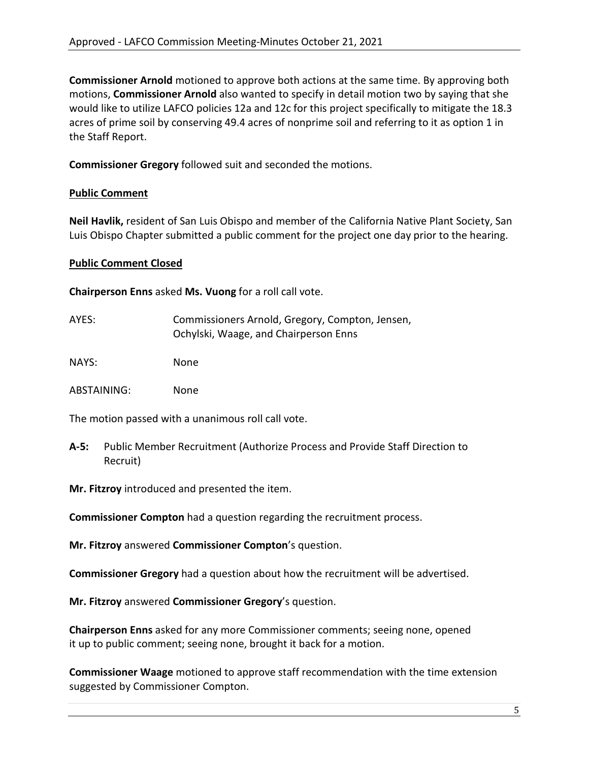**Commissioner Arnold** motioned to approve both actions at the same time. By approving both motions, **Commissioner Arnold** also wanted to specify in detail motion two by saying that she would like to utilize LAFCO policies 12a and 12c for this project specifically to mitigate the 18.3 acres of prime soil by conserving 49.4 acres of nonprime soil and referring to it as option 1 in the Staff Report.

**Commissioner Gregory** followed suit and seconded the motions.

**Public Comment**

**Neil Havlik,** resident of San Luis Obispo and member of the California Native Plant Society, San Luis Obispo Chapter submitted a public comment for the project one day prior to the hearing.

**Public Comment Closed**

**Chairperson Enns** asked **Ms. Vuong** for a roll call vote.

AYES: Commissioners Arnold, Gregory, Compton, Jensen, Ochylski, Waage, and Chairperson Enns

NAYS: None

ABSTAINING: None

The motion passed with a unanimous roll call vote.

**A-5:** Public Member Recruitment (Authorize Process and Provide Staff Direction to Recruit)

**Mr. Fitzroy** introduced and presented the item.

**Commissioner Compton** had a question regarding the recruitment process.

**Mr. Fitzroy** answered **Commissioner Compton**'s question.

**Commissioner Gregory** had a question about how the recruitment will be advertised.

**Mr. Fitzroy** answered **Commissioner Gregory**'s question.

**Chairperson Enns** asked for any more Commissioner comments; seeing none, opened it up to public comment; seeing none, brought it back for a motion.

**Commissioner Waage** motioned to approve staff recommendation with the time extension suggested by Commissioner Compton.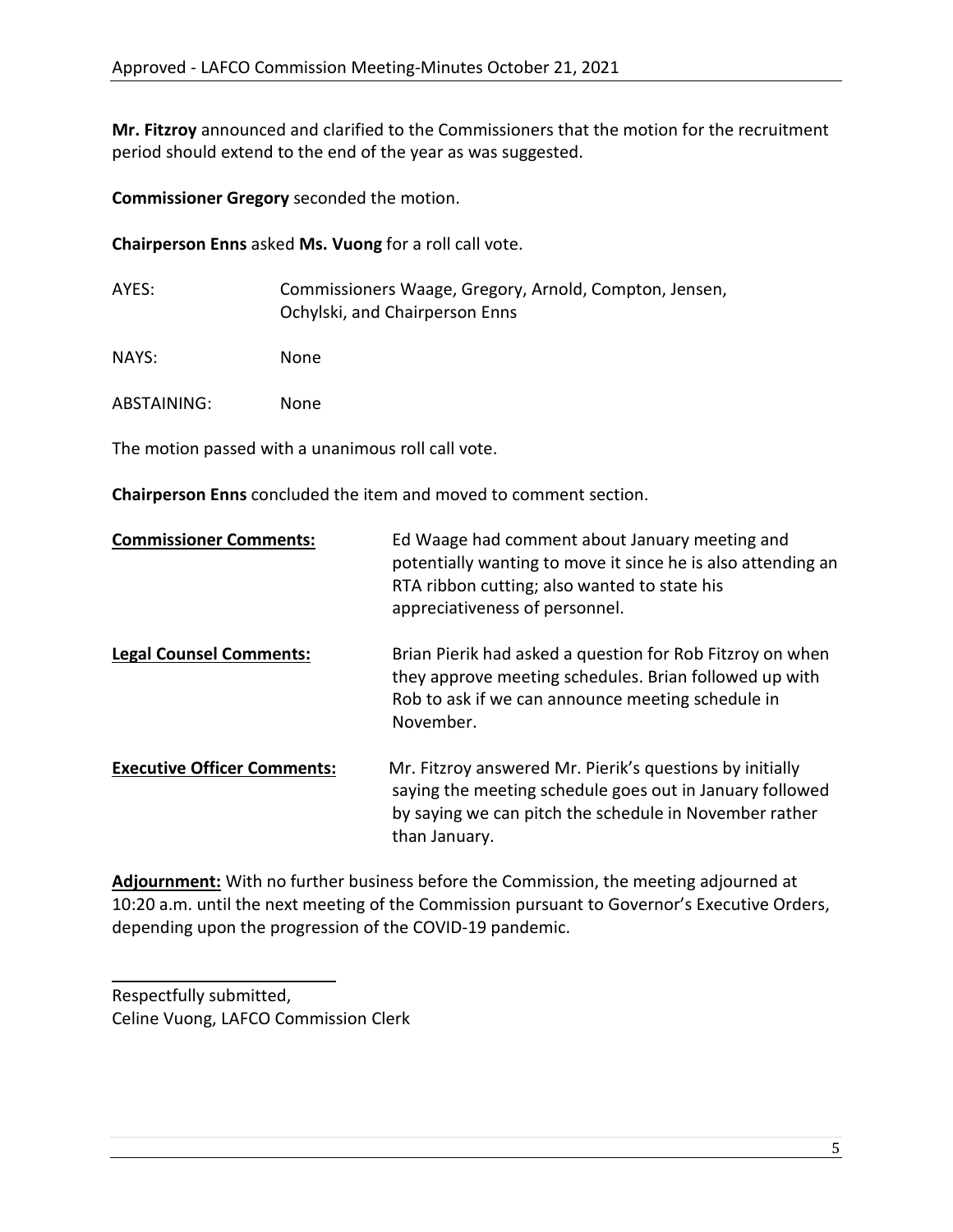**Mr. Fitzroy** announced and clarified to the Commissioners that the motion for the recruitment period should extend to the end of the year as was suggested.

**Commissioner Gregory** seconded the motion.

**Chairperson Enns** asked **Ms. Vuong** for a roll call vote.

AYES: Commissioners Waage, Gregory, Arnold, Compton, Jensen, Ochylski, and Chairperson Enns

NAYS: None

ABSTAINING: None

The motion passed with a unanimous roll call vote.

**Chairperson Enns** concluded the item and moved to comment section.

**Commissioner Comments:** Ed Waage had comment about January meeting and potentially wanting to move it since he is also attending an RTA ribbon cutting; also wanted to state his appreciativeness of personnel.

**Legal Counsel Comments:** Brian Pierik had asked a question for Rob Fitzroy on when they approve meeting schedules. Brian followed up with Rob to ask if we can announce meeting schedule in November.

**Executive Officer Comments:** Mr. Fitzroy answered Mr. Pierik's questions by initially saying the meeting schedule goes out in January followed by saying we can pitch the schedule in November rather than January.

**Adjournment:** With no further business before the Commission, the meeting adjourned at 10:20 a.m. until the next meeting of the Commission pursuant to Governor's Executive Orders, depending upon the progression of the COVID-19 pandemic.

Respectfully submitted,
Celine Vuong, LAFCO Commission Clerk